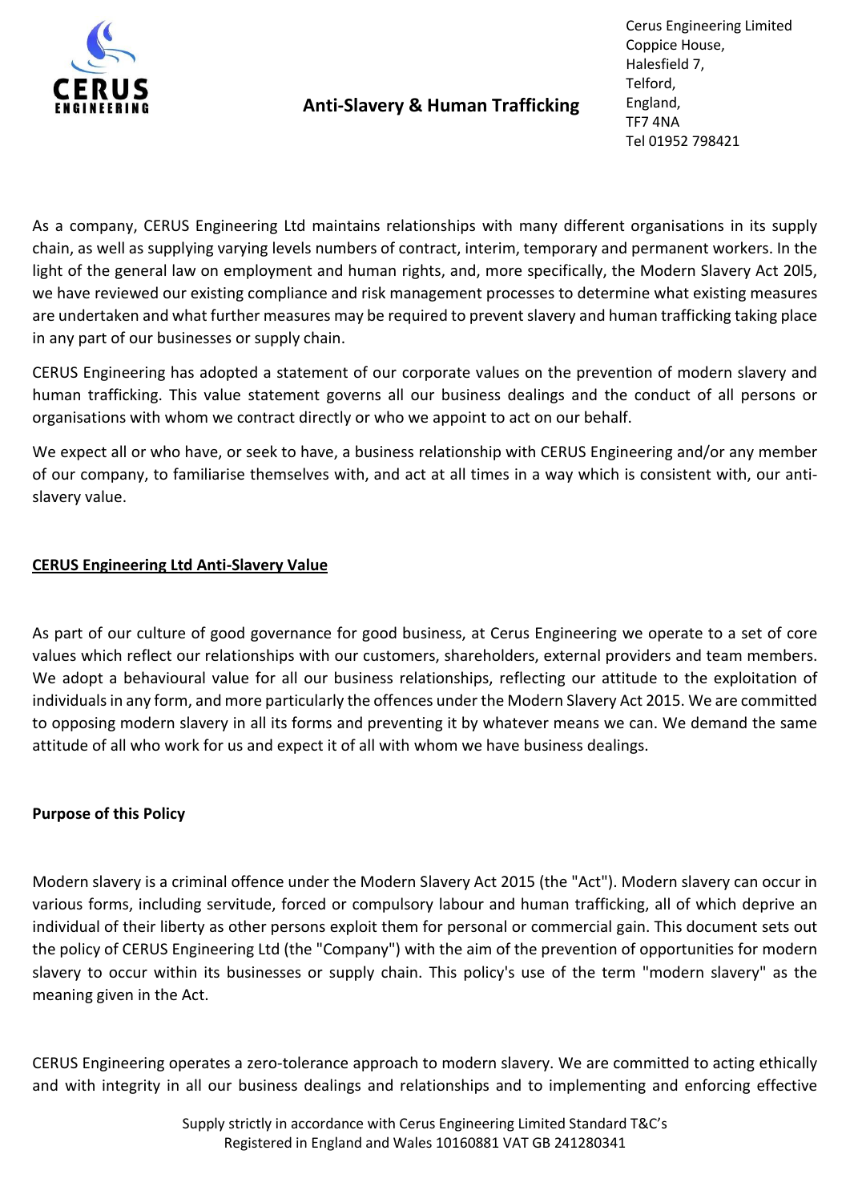Cerus Engineering Limited
Coppice House,
Halesfield 7,
Telford,
England,
TF7 4NA
Tel 01952 798421

# Anti-Slavery & Human Trafficking

As a company, CERUS Engineering Ltd maintains relationships with many different organisations in its supply chain, as well as supplying varying levels numbers of contract, interim, temporary and permanent workers. In the light of the general law on employment and human rights, and, more specifically, the Modern Slavery Act 20l5, we have reviewed our existing compliance and risk management processes to determine what existing measures are undertaken and what further measures may be required to prevent slavery and human trafficking taking place in any part of our businesses or supply chain.

CERUS Engineering has adopted a statement of our corporate values on the prevention of modern slavery and human trafficking. This value statement governs all our business dealings and the conduct of all persons or organisations with whom we contract directly or who we appoint to act on our behalf.

We expect all or who have, or seek to have, a business relationship with CERUS Engineering and/or any member of our company, to familiarise themselves with, and act at all times in a way which is consistent with, our anti-slavery value.

## CERUS Engineering Ltd Anti-Slavery Value

As part of our culture of good governance for good business, at Cerus Engineering we operate to a set of core values which reflect our relationships with our customers, shareholders, external providers and team members. We adopt a behavioural value for all our business relationships, reflecting our attitude to the exploitation of individuals in any form, and more particularly the offences under the Modern Slavery Act 2015. We are committed to opposing modern slavery in all its forms and preventing it by whatever means we can. We demand the same attitude of all who work for us and expect it of all with whom we have business dealings.

### Purpose of this Policy

Modern slavery is a criminal offence under the Modern Slavery Act 2015 (the "Act"). Modern slavery can occur in various forms, including servitude, forced or compulsory labour and human trafficking, all of which deprive an individual of their liberty as other persons exploit them for personal or commercial gain. This document sets out the policy of CERUS Engineering Ltd (the "Company") with the aim of the prevention of opportunities for modern slavery to occur within its businesses or supply chain. This policy's use of the term "modern slavery" as the meaning given in the Act.

CERUS Engineering operates a zero-tolerance approach to modern slavery. We are committed to acting ethically and with integrity in all our business dealings and relationships and to implementing and enforcing effective

Supply strictly in accordance with Cerus Engineering Limited Standard T&C's
Registered in England and Wales 10160881 VAT GB 241280341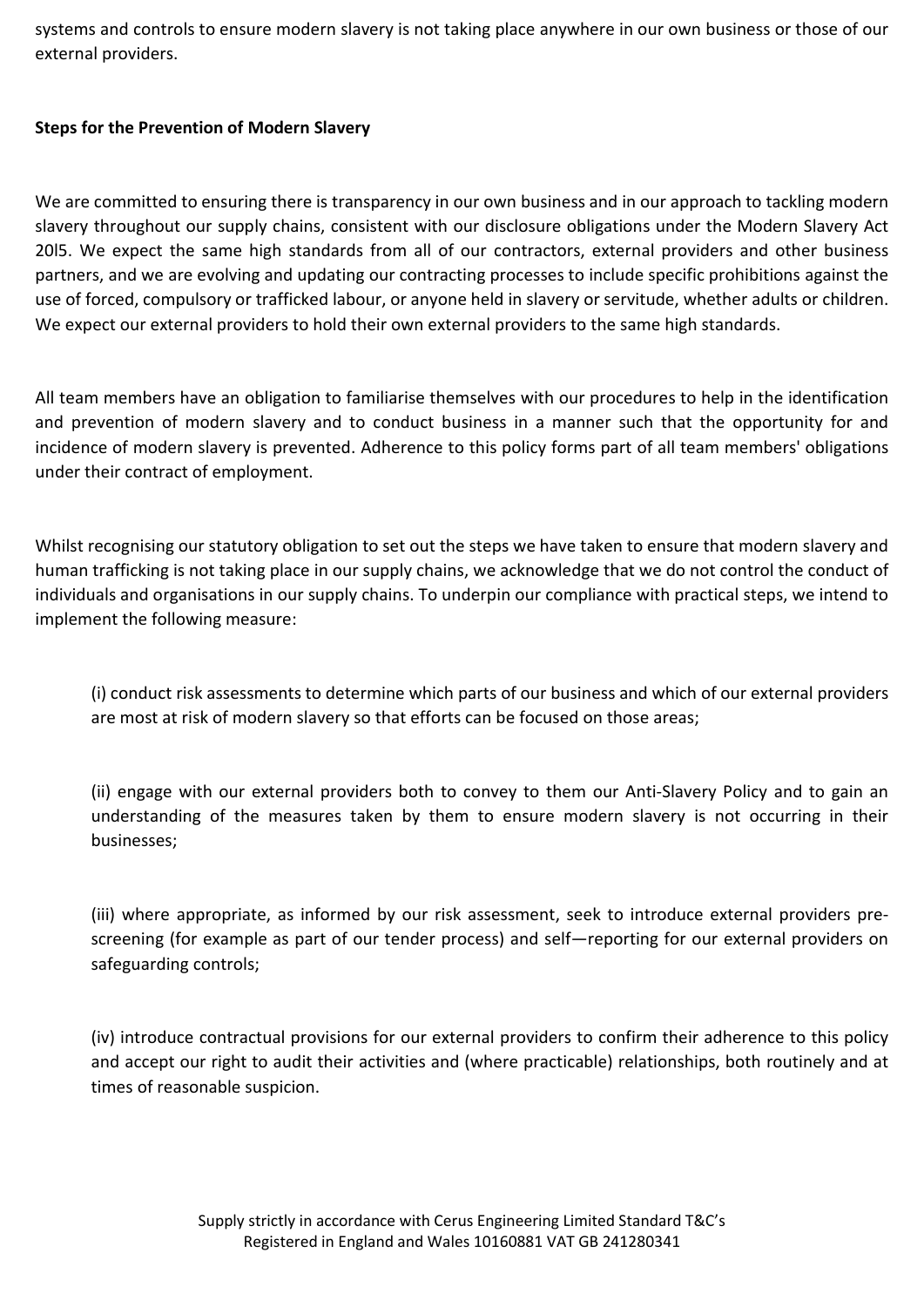systems and controls to ensure modern slavery is not taking place anywhere in our own business or those of our external providers.

**Steps for the Prevention of Modern Slavery**

We are committed to ensuring there is transparency in our own business and in our approach to tackling modern slavery throughout our supply chains, consistent with our disclosure obligations under the Modern Slavery Act 20l5. We expect the same high standards from all of our contractors, external providers and other business partners, and we are evolving and updating our contracting processes to include specific prohibitions against the use of forced, compulsory or trafficked labour, or anyone held in slavery or servitude, whether adults or children. We expect our external providers to hold their own external providers to the same high standards.

All team members have an obligation to familiarise themselves with our procedures to help in the identification and prevention of modern slavery and to conduct business in a manner such that the opportunity for and incidence of modern slavery is prevented. Adherence to this policy forms part of all team members' obligations under their contract of employment.

Whilst recognising our statutory obligation to set out the steps we have taken to ensure that modern slavery and human trafficking is not taking place in our supply chains, we acknowledge that we do not control the conduct of individuals and organisations in our supply chains. To underpin our compliance with practical steps, we intend to implement the following measure:

(i) conduct risk assessments to determine which parts of our business and which of our external providers are most at risk of modern slavery so that efforts can be focused on those areas;

(ii) engage with our external providers both to convey to them our Anti-Slavery Policy and to gain an understanding of the measures taken by them to ensure modern slavery is not occurring in their businesses;

(iii) where appropriate, as informed by our risk assessment, seek to introduce external providers pre-screening (for example as part of our tender process) and self—reporting for our external providers on safeguarding controls;

(iv) introduce contractual provisions for our external providers to confirm their adherence to this policy and accept our right to audit their activities and (where practicable) relationships, both routinely and at times of reasonable suspicion.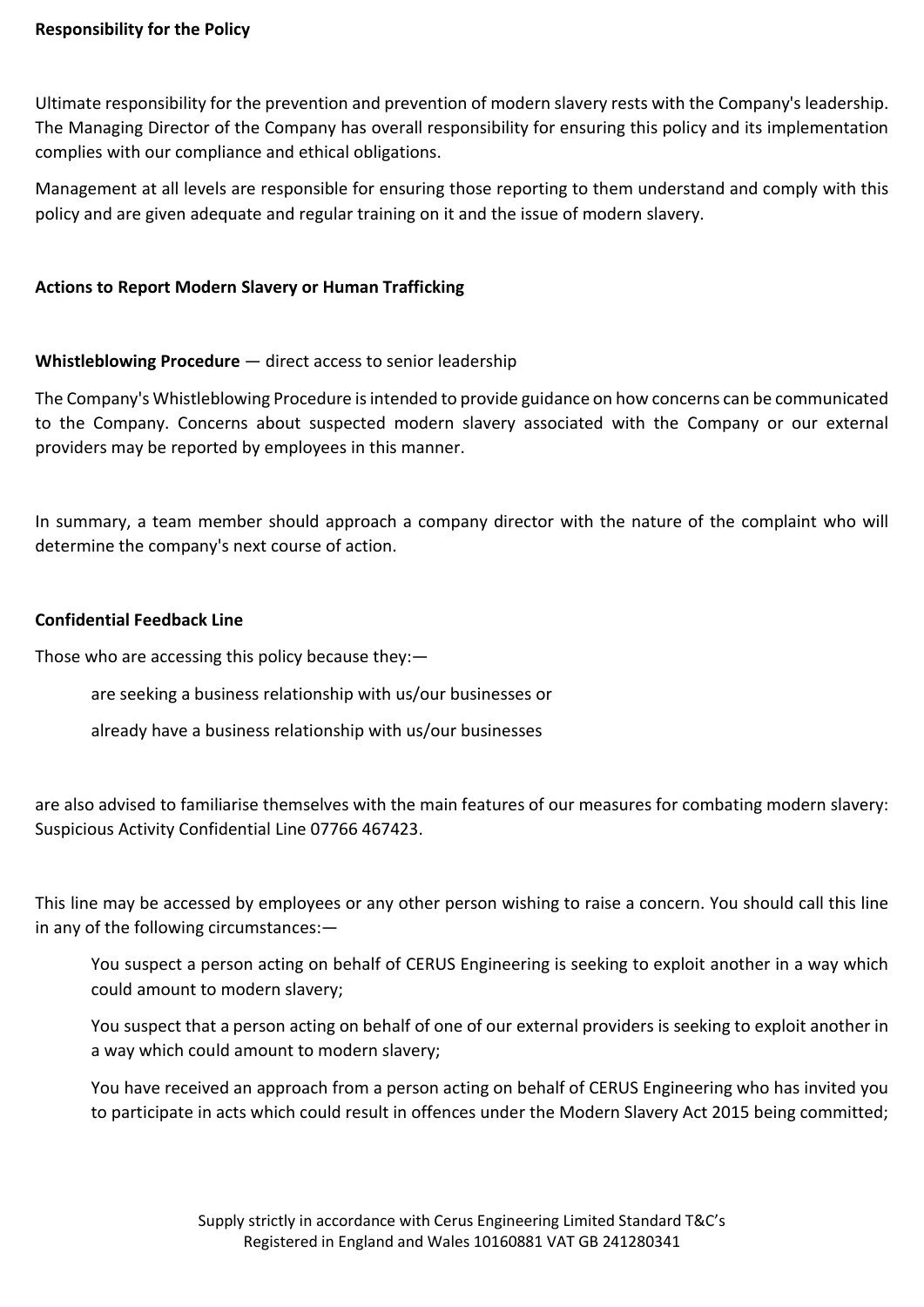**Responsibility for the Policy**

Ultimate responsibility for the prevention and prevention of modern slavery rests with the Company's leadership. The Managing Director of the Company has overall responsibility for ensuring this policy and its implementation complies with our compliance and ethical obligations.

Management at all levels are responsible for ensuring those reporting to them understand and comply with this policy and are given adequate and regular training on it and the issue of modern slavery.

**Actions to Report Modern Slavery or Human Trafficking**

**Whistleblowing Procedure** — direct access to senior leadership

The Company's Whistleblowing Procedure is intended to provide guidance on how concerns can be communicated to the Company. Concerns about suspected modern slavery associated with the Company or our external providers may be reported by employees in this manner.

In summary, a team member should approach a company director with the nature of the complaint who will determine the company's next course of action.

**Confidential Feedback Line**

Those who are accessing this policy because they:—

- are seeking a business relationship with us/our businesses or
- already have a business relationship with us/our businesses

are also advised to familiarise themselves with the main features of our measures for combating modern slavery: Suspicious Activity Confidential Line 07766 467423.

This line may be accessed by employees or any other person wishing to raise a concern. You should call this line in any of the following circumstances:—

- You suspect a person acting on behalf of CERUS Engineering is seeking to exploit another in a way which could amount to modern slavery;
- You suspect that a person acting on behalf of one of our external providers is seeking to exploit another in a way which could amount to modern slavery;
- You have received an approach from a person acting on behalf of CERUS Engineering who has invited you to participate in acts which could result in offences under the Modern Slavery Act 2015 being committed;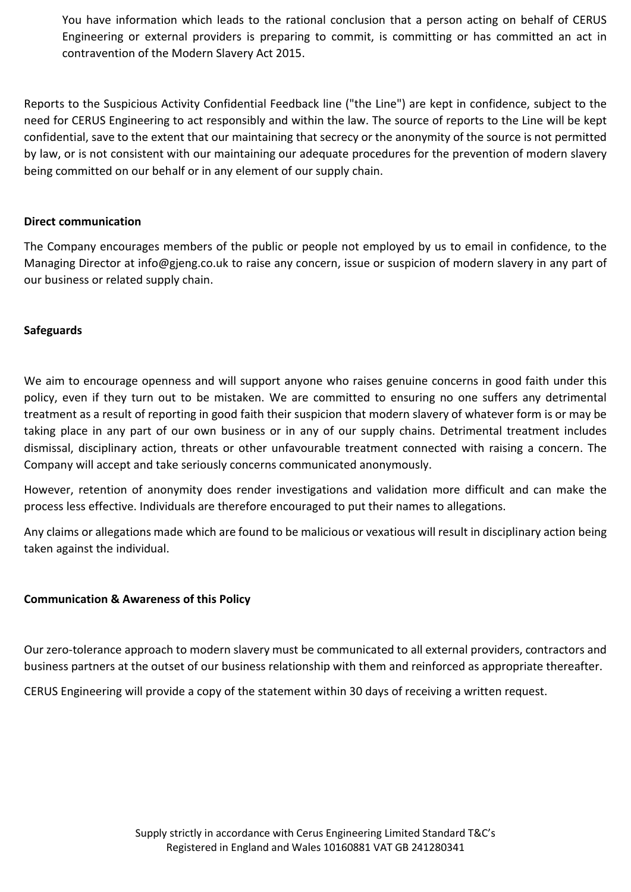You have information which leads to the rational conclusion that a person acting on behalf of CERUS Engineering or external providers is preparing to commit, is committing or has committed an act in contravention of the Modern Slavery Act 2015.

Reports to the Suspicious Activity Confidential Feedback line ("the Line") are kept in confidence, subject to the need for CERUS Engineering to act responsibly and within the law. The source of reports to the Line will be kept confidential, save to the extent that our maintaining that secrecy or the anonymity of the source is not permitted by law, or is not consistent with our maintaining our adequate procedures for the prevention of modern slavery being committed on our behalf or in any element of our supply chain.

**Direct communication**

The Company encourages members of the public or people not employed by us to email in confidence, to the Managing Director at info@gjeng.co.uk to raise any concern, issue or suspicion of modern slavery in any part of our business or related supply chain.

**Safeguards**

We aim to encourage openness and will support anyone who raises genuine concerns in good faith under this policy, even if they turn out to be mistaken. We are committed to ensuring no one suffers any detrimental treatment as a result of reporting in good faith their suspicion that modern slavery of whatever form is or may be taking place in any part of our own business or in any of our supply chains. Detrimental treatment includes dismissal, disciplinary action, threats or other unfavourable treatment connected with raising a concern. The Company will accept and take seriously concerns communicated anonymously.

However, retention of anonymity does render investigations and validation more difficult and can make the process less effective. Individuals are therefore encouraged to put their names to allegations.

Any claims or allegations made which are found to be malicious or vexatious will result in disciplinary action being taken against the individual.

**Communication & Awareness of this Policy**

Our zero-tolerance approach to modern slavery must be communicated to all external providers, contractors and business partners at the outset of our business relationship with them and reinforced as appropriate thereafter.

CERUS Engineering will provide a copy of the statement within 30 days of receiving a written request.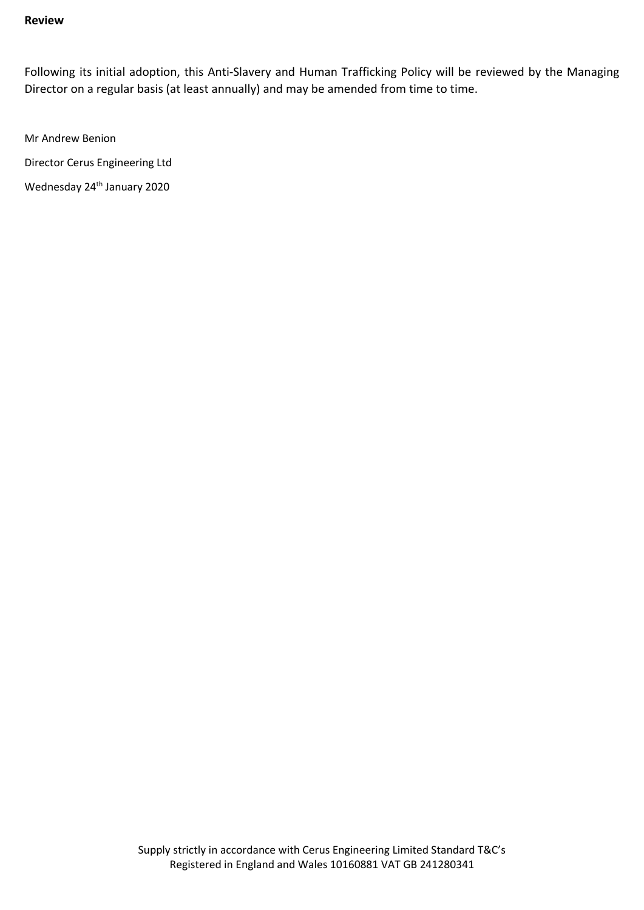**Review**

Following its initial adoption, this Anti-Slavery and Human Trafficking Policy will be reviewed by the Managing Director on a regular basis (at least annually) and may be amended from time to time.

Mr Andrew Benion

Director Cerus Engineering Ltd

Wednesday 24th January 2020